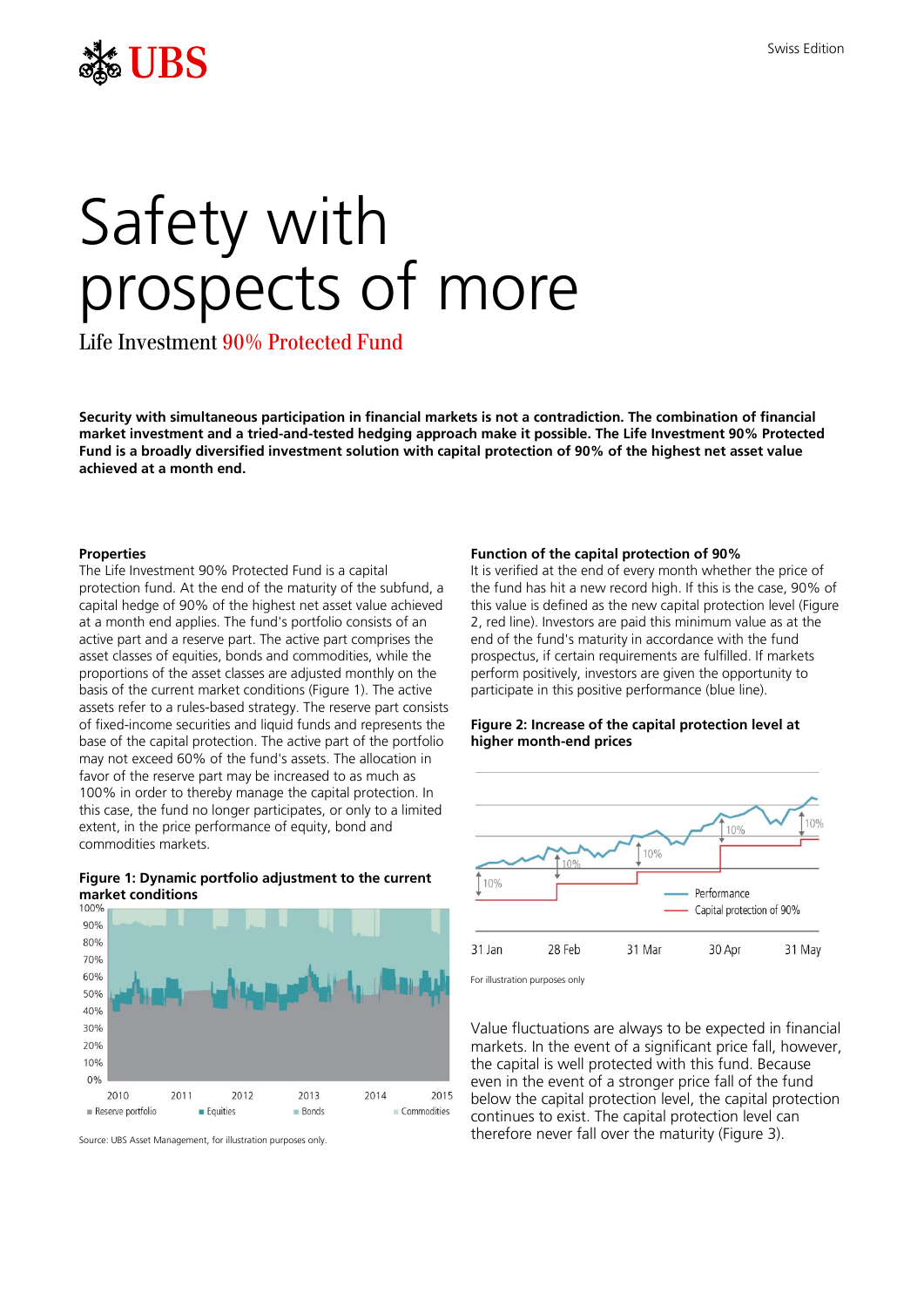Swiss Edition

# Safety with prospects of more

## Life Investment 90% Protected Fund

**Security with simultaneous participation in financial markets is not a contradiction. The combination of financial market investment and a tried-and-tested hedging approach make it possible. The Life Investment 90% Protected Fund is a broadly diversified investment solution with capital protection of 90% of the highest net asset value achieved at a month end.**

### Properties

The Life Investment 90% Protected Fund is a capital protection fund. At the end of the maturity of the subfund, a capital hedge of 90% of the highest net asset value achieved at a month end applies. The fund's portfolio consists of an active part and a reserve part. The active part comprises the asset classes of equities, bonds and commodities, while the proportions of the asset classes are adjusted monthly on the basis of the current market conditions (Figure 1). The active assets refer to a rules-based strategy. The reserve part consists of fixed-income securities and liquid funds and represents the base of the capital protection. The active part of the portfolio may not exceed 60% of the fund's assets. The allocation in favor of the reserve part may be increased to as much as 100% in order to thereby manage the capital protection. In this case, the fund no longer participates, or only to a limited extent, in the price performance of equity, bond and commodities markets.

**Figure 1: Dynamic portfolio adjustment to the current market conditions**

Source: UBS Asset Management, for illustration purposes only.

### Function of the capital protection of 90%

It is verified at the end of every month whether the price of the fund has hit a new record high. If this is the case, 90% of this value is defined as the new capital protection level (Figure 2, red line). Investors are paid this minimum value as at the end of the fund's maturity in accordance with the fund prospectus, if certain requirements are fulfilled. If markets perform positively, investors are given the opportunity to participate in this positive performance (blue line).

**Figure 2: Increase of the capital protection level at higher month-end prices**

For illustration purposes only

Value fluctuations are always to be expected in financial markets. In the event of a significant price fall, however, the capital is well protected with this fund. Because even in the event of a stronger price fall of the fund below the capital protection level, the capital protection continues to exist. The capital protection level can therefore never fall over the maturity (Figure 3).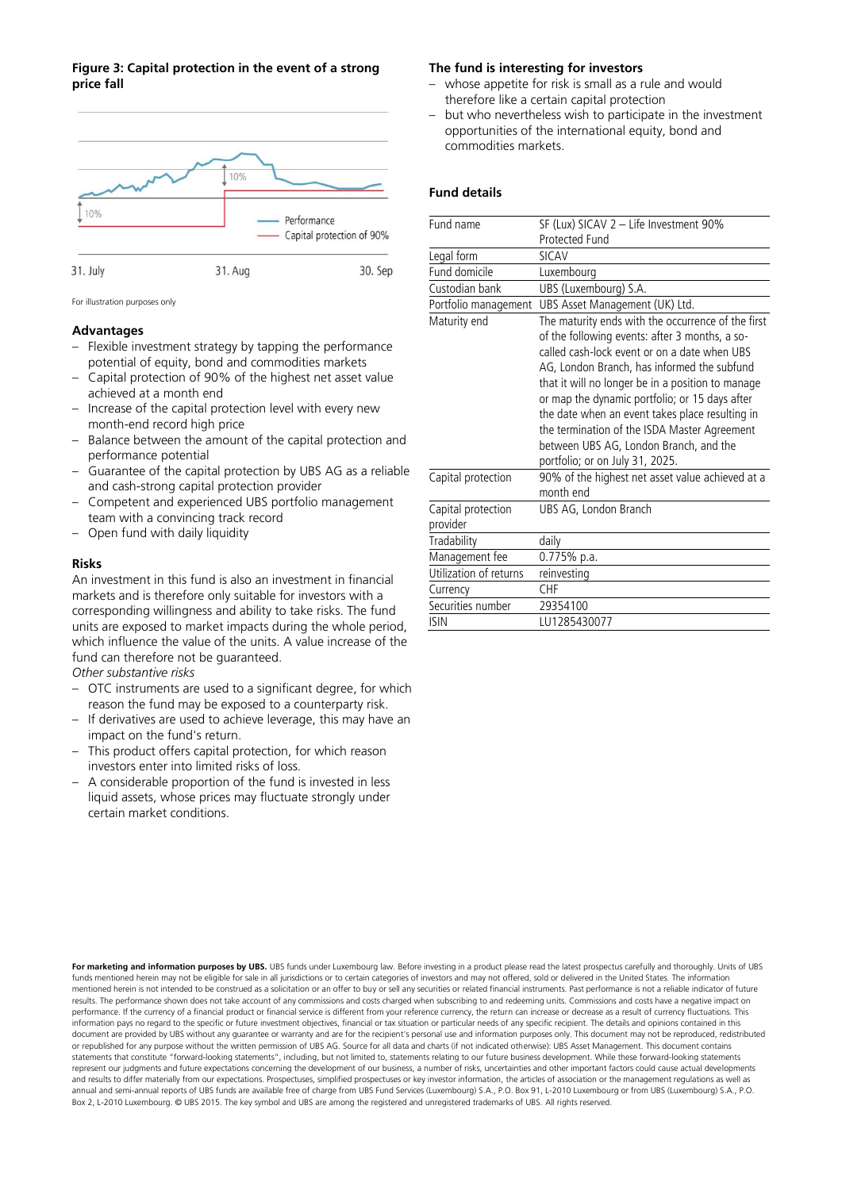**Figure 3: Capital protection in the event of a strong price fall**

10%

10%

Performance

Capital protection of 90%

31. July

31. Aug

30. Sep

For illustration purposes only

### Advantages

- Flexible investment strategy by tapping the performance potential of equity, bond and commodities markets
- Capital protection of 90% of the highest net asset value achieved at a month end
- Increase of the capital protection level with every new month-end record high price
- Balance between the amount of the capital protection and performance potential
- Guarantee of the capital protection by UBS AG as a reliable and cash-strong capital protection provider
- Competent and experienced UBS portfolio management team with a convincing track record
- Open fund with daily liquidity

### Risks

An investment in this fund is also an investment in financial markets and is therefore only suitable for investors with a corresponding willingness and ability to take risks. The fund units are exposed to market impacts during the whole period, which influence the value of the units. A value increase of the fund can therefore not be guaranteed.

*Other substantive risks*

- OTC instruments are used to a significant degree, for which reason the fund may be exposed to a counterparty risk.
- If derivatives are used to achieve leverage, this may have an impact on the fund's return.
- This product offers capital protection, for which reason investors enter into limited risks of loss.
- A considerable proportion of the fund is invested in less liquid assets, whose prices may fluctuate strongly under certain market conditions.

### The fund is interesting for investors

- whose appetite for risk is small as a rule and would therefore like a certain capital protection
- but who nevertheless wish to participate in the investment opportunities of the international equity, bond and commodities markets.

### Fund details

| | |
|---|---|
| Fund name | SF (Lux) SICAV 2 – Life Investment 90% Protected Fund |
| Legal form | SICAV |
| Fund domicile | Luxembourg |
| Custodian bank | UBS (Luxembourg) S.A. |
| Portfolio management | UBS Asset Management (UK) Ltd. |
| Maturity end | The maturity ends with the occurrence of the first of the following events: after 3 months, a so-called cash-lock event or on a date when UBS AG, London Branch, has informed the subfund that it will no longer be in a position to manage or map the dynamic portfolio; or 15 days after the date when an event takes place resulting in the termination of the ISDA Master Agreement between UBS AG, London Branch, and the portfolio; or on July 31, 2025. |
| Capital protection | 90% of the highest net asset value achieved at a month end |
| Capital protection provider | UBS AG, London Branch |
| Tradability | daily |
| Management fee | 0.775% p.a. |
| Utilization of returns | reinvesting |
| Currency | CHF |
| Securities number | 29354100 |
| ISIN | LU1285430077 |

**For marketing and information purposes by UBS.** UBS funds under Luxembourg law. Before investing in a product please read the latest prospectus carefully and thoroughly. Units of UBS funds mentioned herein may not be eligible for sale in all jurisdictions or to certain categories of investors and may not offered, sold or delivered in the United States. The information mentioned herein is not intended to be construed as a solicitation or an offer to buy or sell any securities or related financial instruments. Past performance is not a reliable indicator of future results. The performance shown does not take account of any commissions and costs charged when subscribing to and redeeming units. Commissions and costs have a negative impact on performance. If the currency of a financial product or financial service is different from your reference currency, the return can increase or decrease as a result of currency fluctuations. This information pays no regard to the specific or future investment objectives, financial or tax situation or particular needs of any specific recipient. The details and opinions contained in this document are provided by UBS without any guarantee or warranty and are for the recipient's personal use and information purposes only. This document may not be reproduced, redistributed or republished for any purpose without the written permission of UBS AG. Source for all data and charts (if not indicated otherwise): UBS Asset Management. This document contains statements that constitute "forward-looking statements", including, but not limited to, statements relating to our future business development. While these forward-looking statements represent our judgments and future expectations concerning the development of our business, a number of risks, uncertainties and other important factors could cause actual developments and results to differ materially from our expectations. Prospectuses, simplified prospectuses or key investor information, the articles of association or the management regulations as well as annual and semi-annual reports of UBS funds are available free of charge from UBS Fund Services (Luxembourg) S.A., P.O. Box 91, L-2010 Luxembourg or from UBS (Luxembourg) S.A., P.O. Box 2, L-2010 Luxembourg. © UBS 2015. The key symbol and UBS are among the registered and unregistered trademarks of UBS. All rights reserved.